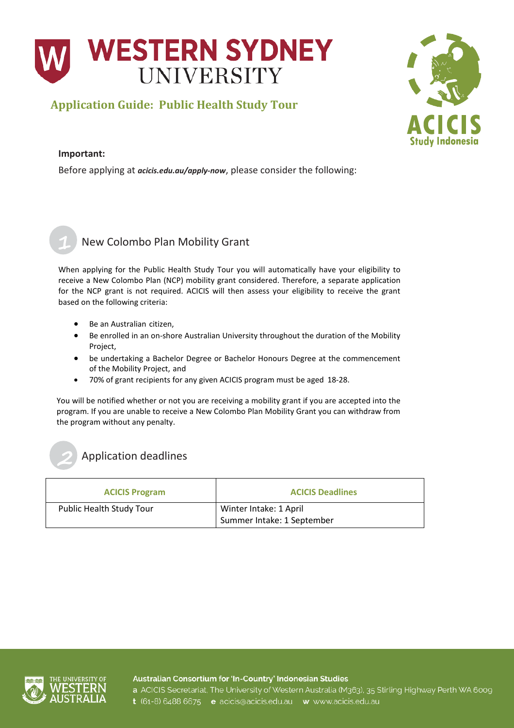# Application Guide: Public Health Study Tour

**Important:**

Before applying at ***acicis.edu.au/apply-now***, please consider the following:

## 1 New Colombo Plan Mobility Grant

When applying for the Public Health Study Tour you will automatically have your eligibility to receive a New Colombo Plan (NCP) mobility grant considered. Therefore, a separate application for the NCP grant is not required. ACICIS will then assess your eligibility to receive the grant based on the following criteria:

- Be an Australian citizen,
- Be enrolled in an on-shore Australian University throughout the duration of the Mobility Project,
- be undertaking a Bachelor Degree or Bachelor Honours Degree at the commencement of the Mobility Project, and
- 70% of grant recipients for any given ACICIS program must be aged 18-28.

You will be notified whether or not you are receiving a mobility grant if you are accepted into the program. If you are unable to receive a New Colombo Plan Mobility Grant you can withdraw from the program without any penalty.

## 2 Application deadlines

| ACICIS Program | ACICIS Deadlines |
|---|---|
| Public Health Study Tour | Winter Intake: 1 April<br>Summer Intake: 1 September |

Australian Consortium for 'In-Country' Indonesian Studies
a ACICIS Secretariat, The University of Western Australia (M363), 35 Stirling Highway Perth WA 6009
t (61-8) 6488 6675 e acicis@acicis.edu.au w www.acicis.edu.au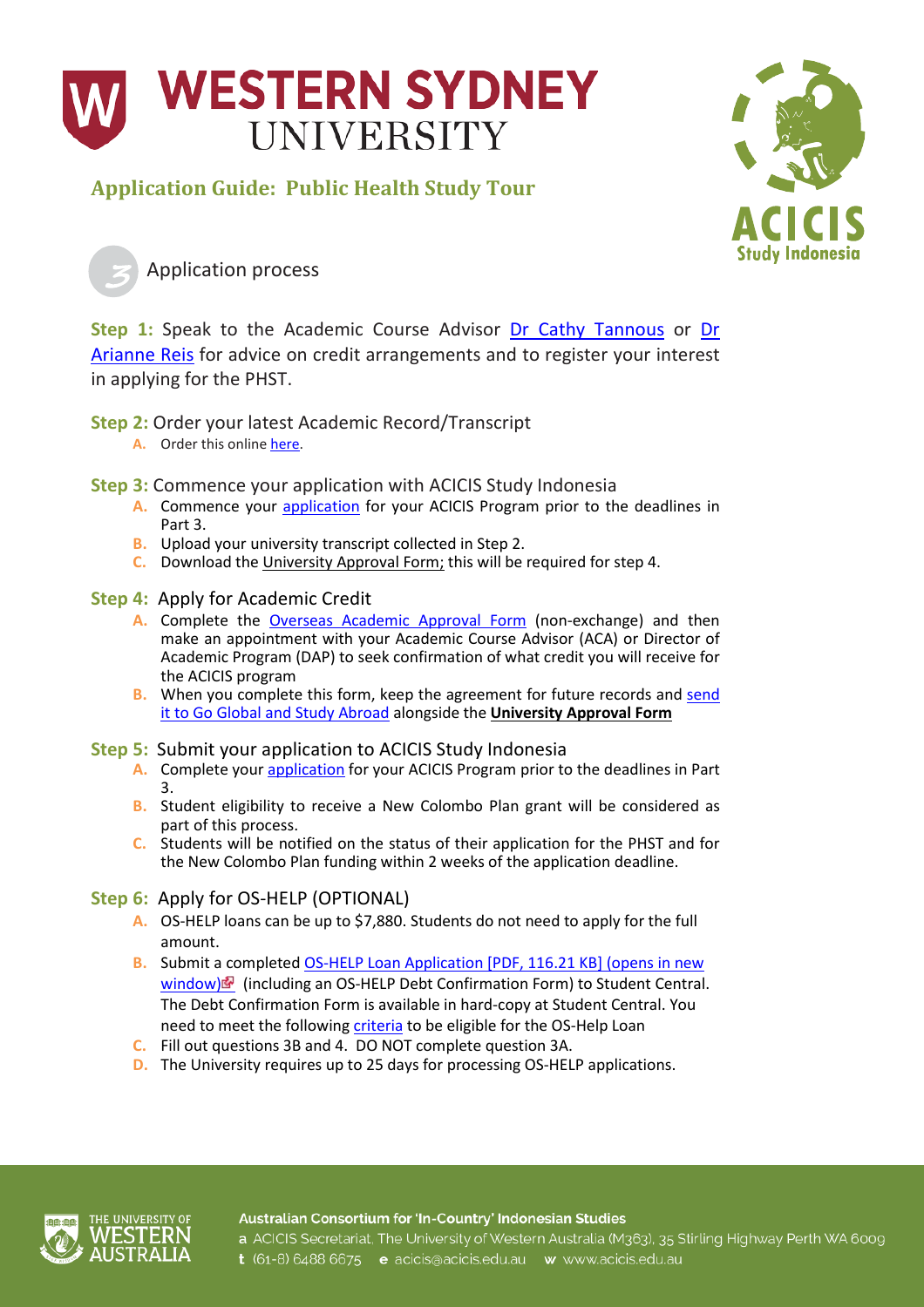# WESTERN SYDNEY UNIVERSITY

## Application Guide: Public Health Study Tour

### 3 Application process

**Step 1:** Speak to the Academic Course Advisor Dr Cathy Tannous or Dr Arianne Reis for advice on credit arrangements and to register your interest in applying for the PHST.

**Step 2:** Order your latest Academic Record/Transcript

A. Order this online here.

**Step 3:** Commence your application with ACICIS Study Indonesia

A. Commence your application for your ACICIS Program prior to the deadlines in Part 3.
B. Upload your university transcript collected in Step 2.
C. Download the University Approval Form; this will be required for step 4.

**Step 4:** Apply for Academic Credit

A. Complete the Overseas Academic Approval Form (non-exchange) and then make an appointment with your Academic Course Advisor (ACA) or Director of Academic Program (DAP) to seek confirmation of what credit you will receive for the ACICIS program
B. When you complete this form, keep the agreement for future records and send it to Go Global and Study Abroad alongside the **University Approval Form**

**Step 5:** Submit your application to ACICIS Study Indonesia

A. Complete your application for your ACICIS Program prior to the deadlines in Part 3.
B. Student eligibility to receive a New Colombo Plan grant will be considered as part of this process.
C. Students will be notified on the status of their application for the PHST and for the New Colombo Plan funding within 2 weeks of the application deadline.

**Step 6:** Apply for OS-HELP (OPTIONAL)

A. OS-HELP loans can be up to $7,880. Students do not need to apply for the full amount.
B. Submit a completed OS-HELP Loan Application [PDF, 116.21 KB] (opens in new window) (including an OS-HELP Debt Confirmation Form) to Student Central. The Debt Confirmation Form is available in hard-copy at Student Central. You need to meet the following criteria to be eligible for the OS-Help Loan
C. Fill out questions 3B and 4. DO NOT complete question 3A.
D. The University requires up to 25 days for processing OS-HELP applications.

**Australian Consortium for 'In-Country' Indonesian Studies**
a ACICIS Secretariat, The University of Western Australia (M363), 35 Stirling Highway Perth WA 6009
t (61-8) 6488 6675 e acicis@acicis.edu.au w www.acicis.edu.au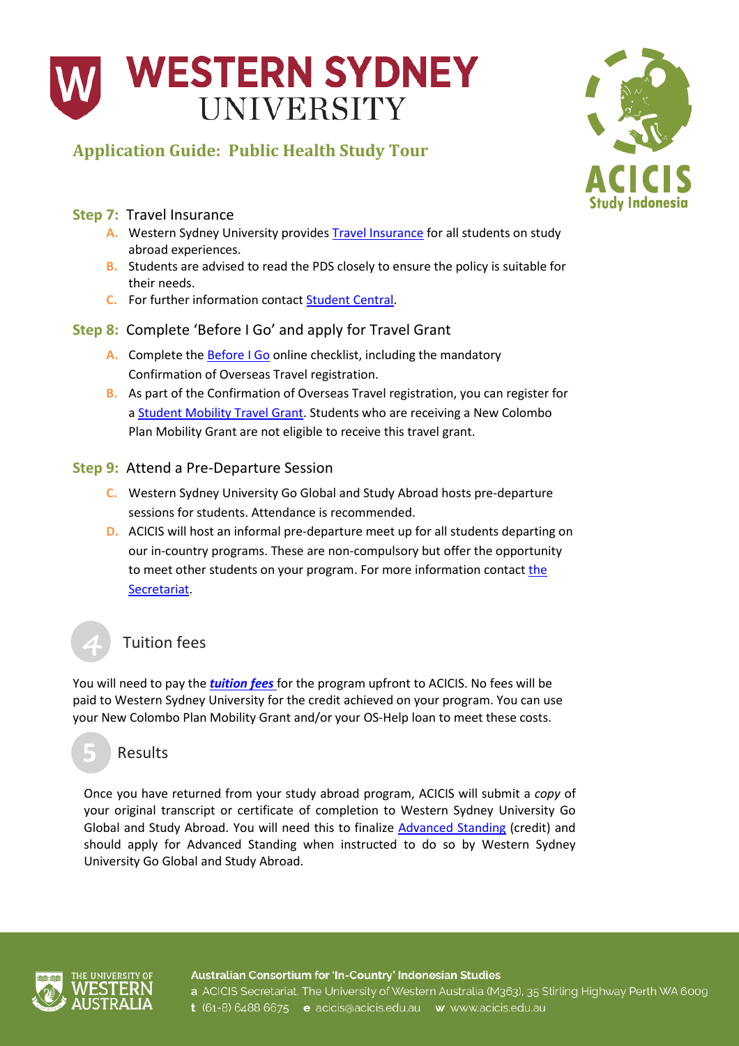# WESTERN SYDNEY UNIVERSITY

## Application Guide: Public Health Study Tour

### Step 7: Travel Insurance

A. Western Sydney University provides Travel Insurance for all students on study abroad experiences.
B. Students are advised to read the PDS closely to ensure the policy is suitable for their needs.
C. For further information contact Student Central.

### Step 8: Complete 'Before I Go' and apply for Travel Grant

A. Complete the Before I Go online checklist, including the mandatory Confirmation of Overseas Travel registration.
B. As part of the Confirmation of Overseas Travel registration, you can register for a Student Mobility Travel Grant. Students who are receiving a New Colombo Plan Mobility Grant are not eligible to receive this travel grant.

### Step 9: Attend a Pre-Departure Session

C. Western Sydney University Go Global and Study Abroad hosts pre-departure sessions for students. Attendance is recommended.
D. ACICIS will host an informal pre-departure meet up for all students departing on our in-country programs. These are non-compulsory but offer the opportunity to meet other students on your program. For more information contact the Secretariat.

## 4 Tuition fees

You will need to pay the ***tuition fees*** for the program upfront to ACICIS. No fees will be paid to Western Sydney University for the credit achieved on your program. You can use your New Colombo Plan Mobility Grant and/or your OS-Help loan to meet these costs.

## 5 Results

Once you have returned from your study abroad program, ACICIS will submit a *copy* of your original transcript or certificate of completion to Western Sydney University Go Global and Study Abroad. You will need this to finalize Advanced Standing (credit) and should apply for Advanced Standing when instructed to do so by Western Sydney University Go Global and Study Abroad.

**Australian Consortium for 'In-Country' Indonesian Studies**
**a** ACICIS Secretariat, The University of Western Australia (M363), 35 Stirling Highway Perth WA 6009
**t** (61-8) 6488 6675 **e** acicis@acicis.edu.au **w** www.acicis.edu.au